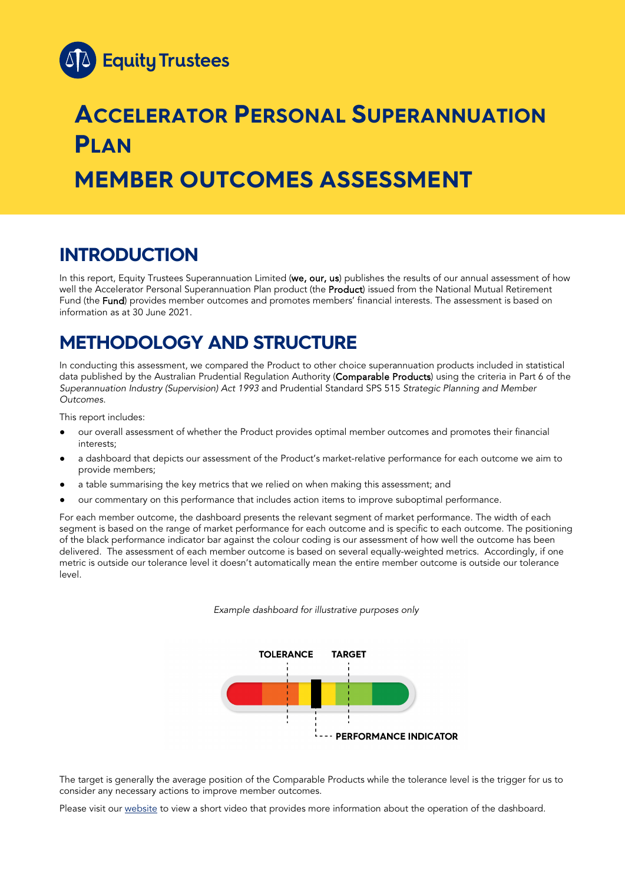Equity Trustees

# ACCELERATOR PERSONAL SUPERANNUATION PLAN

# MEMBER OUTCOMES ASSESSMENT

## INTRODUCTION

In this report, Equity Trustees Superannuation Limited (**we, our, us**) publishes the results of our annual assessment of how well the Accelerator Personal Superannuation Plan product (the **Product**) issued from the National Mutual Retirement Fund (the **Fund**) provides member outcomes and promotes members' financial interests. The assessment is based on information as at 30 June 2021.

## METHODOLOGY AND STRUCTURE

In conducting this assessment, we compared the Product to other choice superannuation products included in statistical data published by the Australian Prudential Regulation Authority (**Comparable Products**) using the criteria in Part 6 of the *Superannuation Industry (Supervision) Act 1993* and Prudential Standard SPS 515 *Strategic Planning and Member Outcomes.*

This report includes:

- our overall assessment of whether the Product provides optimal member outcomes and promotes their financial interests;
- a dashboard that depicts our assessment of the Product's market-relative performance for each outcome we aim to provide members;
- a table summarising the key metrics that we relied on when making this assessment; and
- our commentary on this performance that includes action items to improve suboptimal performance.

For each member outcome, the dashboard presents the relevant segment of market performance. The width of each segment is based on the range of market performance for each outcome and is specific to each outcome. The positioning of the black performance indicator bar against the colour coding is our assessment of how well the outcome has been delivered. The assessment of each member outcome is based on several equally-weighted metrics. Accordingly, if one metric is outside our tolerance level it doesn't automatically mean the entire member outcome is outside our tolerance level.

*Example dashboard for illustrative purposes only*

TOLERANCE TARGET

PERFORMANCE INDICATOR

The target is generally the average position of the Comparable Products while the tolerance level is the trigger for us to consider any necessary actions to improve member outcomes.

Please visit our [website](#) to view a short video that provides more information about the operation of the dashboard.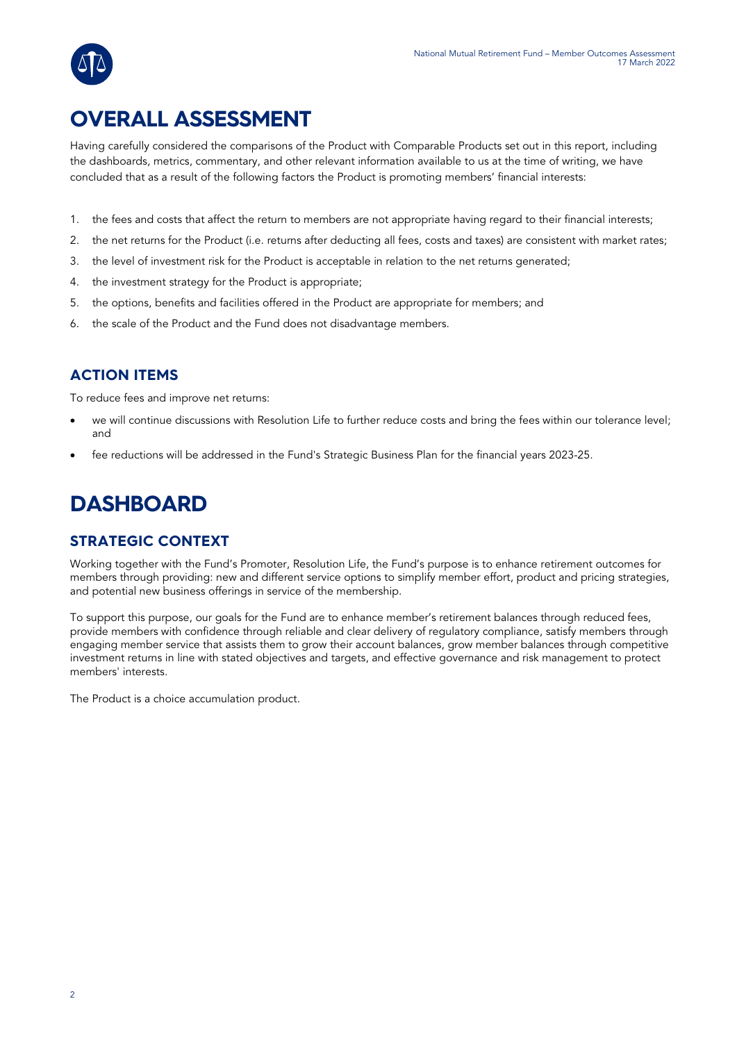# OVERALL ASSESSMENT

Having carefully considered the comparisons of the Product with Comparable Products set out in this report, including the dashboards, metrics, commentary, and other relevant information available to us at the time of writing, we have concluded that as a result of the following factors the Product is promoting members' financial interests:

1. the fees and costs that affect the return to members are not appropriate having regard to their financial interests;
2. the net returns for the Product (i.e. returns after deducting all fees, costs and taxes) are consistent with market rates;
3. the level of investment risk for the Product is acceptable in relation to the net returns generated;
4. the investment strategy for the Product is appropriate;
5. the options, benefits and facilities offered in the Product are appropriate for members; and
6. the scale of the Product and the Fund does not disadvantage members.

## ACTION ITEMS

To reduce fees and improve net returns:

- we will continue discussions with Resolution Life to further reduce costs and bring the fees within our tolerance level; and
- fee reductions will be addressed in the Fund's Strategic Business Plan for the financial years 2023-25.

# DASHBOARD

## STRATEGIC CONTEXT

Working together with the Fund's Promoter, Resolution Life, the Fund's purpose is to enhance retirement outcomes for members through providing: new and different service options to simplify member effort, product and pricing strategies, and potential new business offerings in service of the membership.

To support this purpose, our goals for the Fund are to enhance member's retirement balances through reduced fees, provide members with confidence through reliable and clear delivery of regulatory compliance, satisfy members through engaging member service that assists them to grow their account balances, grow member balances through competitive investment returns in line with stated objectives and targets, and effective governance and risk management to protect members' interests.

The Product is a choice accumulation product.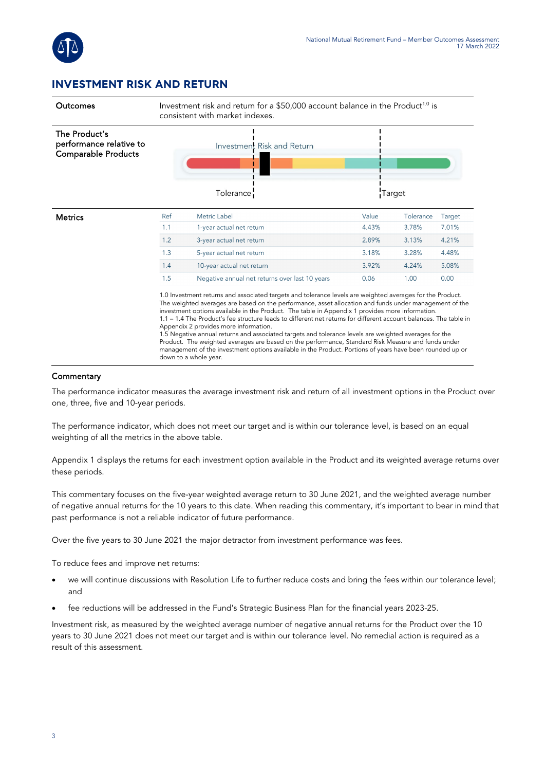## INVESTMENT RISK AND RETURN

**Outcomes**

Investment risk and return for a $50,000 account balance in the Product[1.0] is consistent with market indexes.

**The Product's performance relative to Comparable Products**

Investment Risk and Return

Tolerance Target

**Metrics**

| Ref | Metric Label | Value | Tolerance | Target |
|---|---|---|---|---|
| 1.1 | 1-year actual net return | 4.43% | 3.78% | 7.01% |
| 1.2 | 3-year actual net return | 2.89% | 3.13% | 4.21% |
| 1.3 | 5-year actual net return | 3.18% | 3.28% | 4.48% |
| 1.4 | 10-year actual net return | 3.92% | 4.24% | 5.08% |
| 1.5 | Negative annual net returns over last 10 years | 0.06 | 1.00 | 0.00 |

1.0 Investment returns and associated targets and tolerance levels are weighted averages for the Product. The weighted averages are based on the performance, asset allocation and funds under management of the investment options available in the Product. The table in Appendix 1 provides more information.
1.1 – 1.4 The Product's fee structure leads to different net returns for different account balances. The table in Appendix 2 provides more information.
1.5 Negative annual returns and associated targets and tolerance levels are weighted averages for the Product. The weighted averages are based on the performance, Standard Risk Measure and funds under management of the investment options available in the Product. Portions of years have been rounded up or down to a whole year.

### Commentary

The performance indicator measures the average investment risk and return of all investment options in the Product over one, three, five and 10-year periods.

The performance indicator, which does not meet our target and is within our tolerance level, is based on an equal weighting of all the metrics in the above table.

Appendix 1 displays the returns for each investment option available in the Product and its weighted average returns over these periods.

This commentary focuses on the five-year weighted average return to 30 June 2021, and the weighted average number of negative annual returns for the 10 years to this date. When reading this commentary, it's important to bear in mind that past performance is not a reliable indicator of future performance.

Over the five years to 30 June 2021 the major detractor from investment performance was fees.

To reduce fees and improve net returns:

- we will continue discussions with Resolution Life to further reduce costs and bring the fees within our tolerance level; and
- fee reductions will be addressed in the Fund's Strategic Business Plan for the financial years 2023-25.

Investment risk, as measured by the weighted average number of negative annual returns for the Product over the 10 years to 30 June 2021 does not meet our target and is within our tolerance level. No remedial action is required as a result of this assessment.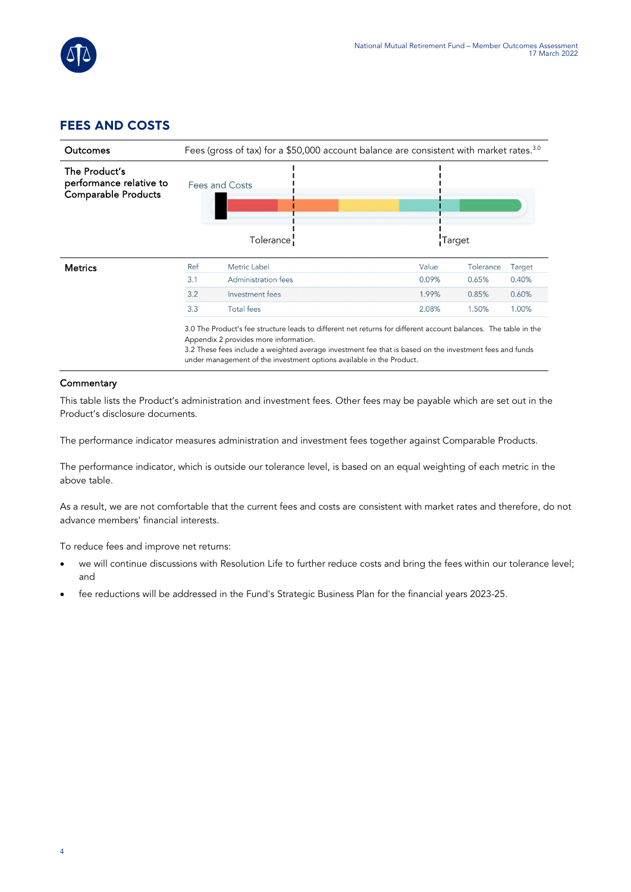## FEES AND COSTS

| | |
|---|---|
| **Outcomes** | Fees (gross of tax) for a $50,000 account balance are consistent with market rates.[3.0] |
| **The Product's performance relative to Comparable Products** | Fees and Costs — Tolerance — Target |

**Metrics**

| Ref | Metric Label | Value | Tolerance | Target |
|---|---|---|---|---|
| 3.1 | Administration fees | 0.09% | 0.65% | 0.40% |
| 3.2 | Investment fees | 1.99% | 0.85% | 0.60% |
| 3.3 | Total fees | 2.08% | 1.50% | 1.00% |

3.0 The Product's fee structure leads to different net returns for different account balances. The table in the Appendix 2 provides more information.
3.2 These fees include a weighted average investment fee that is based on the investment fees and funds under management of the investment options available in the Product.

### Commentary

This table lists the Product's administration and investment fees. Other fees may be payable which are set out in the Product's disclosure documents.

The performance indicator measures administration and investment fees together against Comparable Products.

The performance indicator, which is outside our tolerance level, is based on an equal weighting of each metric in the above table.

As a result, we are not comfortable that the current fees and costs are consistent with market rates and therefore, do not advance members' financial interests.

To reduce fees and improve net returns:

- we will continue discussions with Resolution Life to further reduce costs and bring the fees within our tolerance level; and
- fee reductions will be addressed in the Fund's Strategic Business Plan for the financial years 2023-25.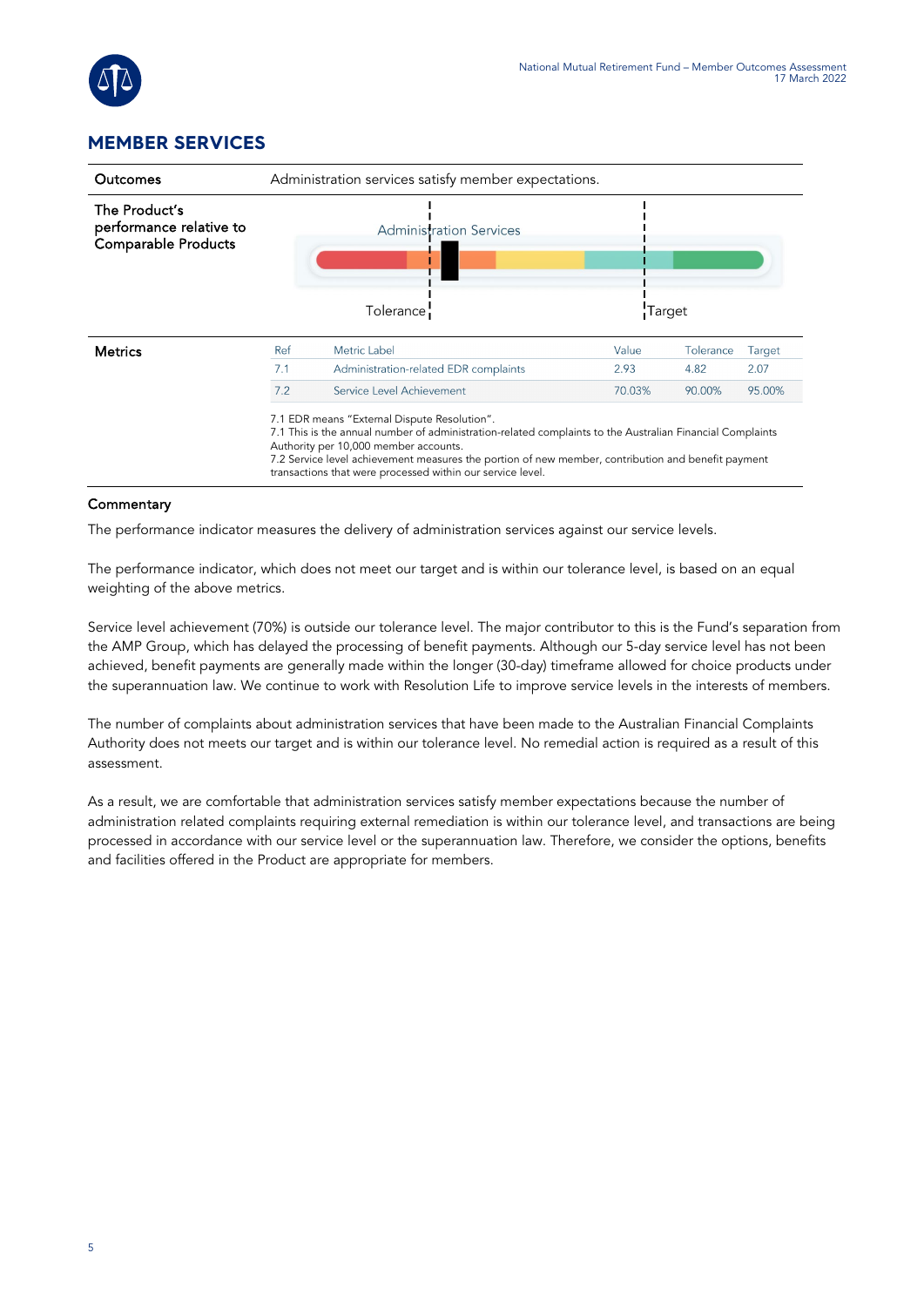## MEMBER SERVICES

| Outcomes | Administration services satisfy member expectations. |
|---|---|
| The Product's performance relative to Comparable Products | Administration Services — Tolerance — Target |

**Metrics**

| Ref | Metric Label | Value | Tolerance | Target |
|---|---|---|---|---|
| 7.1 | Administration-related EDR complaints | 2.93 | 4.82 | 2.07 |
| 7.2 | Service Level Achievement | 70.03% | 90.00% | 95.00% |

7.1 EDR means "External Dispute Resolution".
7.1 This is the annual number of administration-related complaints to the Australian Financial Complaints Authority per 10,000 member accounts.
7.2 Service level achievement measures the portion of new member, contribution and benefit payment transactions that were processed within our service level.

### Commentary

The performance indicator measures the delivery of administration services against our service levels.

The performance indicator, which does not meet our target and is within our tolerance level, is based on an equal weighting of the above metrics.

Service level achievement (70%) is outside our tolerance level. The major contributor to this is the Fund's separation from the AMP Group, which has delayed the processing of benefit payments. Although our 5-day service level has not been achieved, benefit payments are generally made within the longer (30-day) timeframe allowed for choice products under the superannuation law. We continue to work with Resolution Life to improve service levels in the interests of members.

The number of complaints about administration services that have been made to the Australian Financial Complaints Authority does not meets our target and is within our tolerance level. No remedial action is required as a result of this assessment.

As a result, we are comfortable that administration services satisfy member expectations because the number of administration related complaints requiring external remediation is within our tolerance level, and transactions are being processed in accordance with our service level or the superannuation law. Therefore, we consider the options, benefits and facilities offered in the Product are appropriate for members.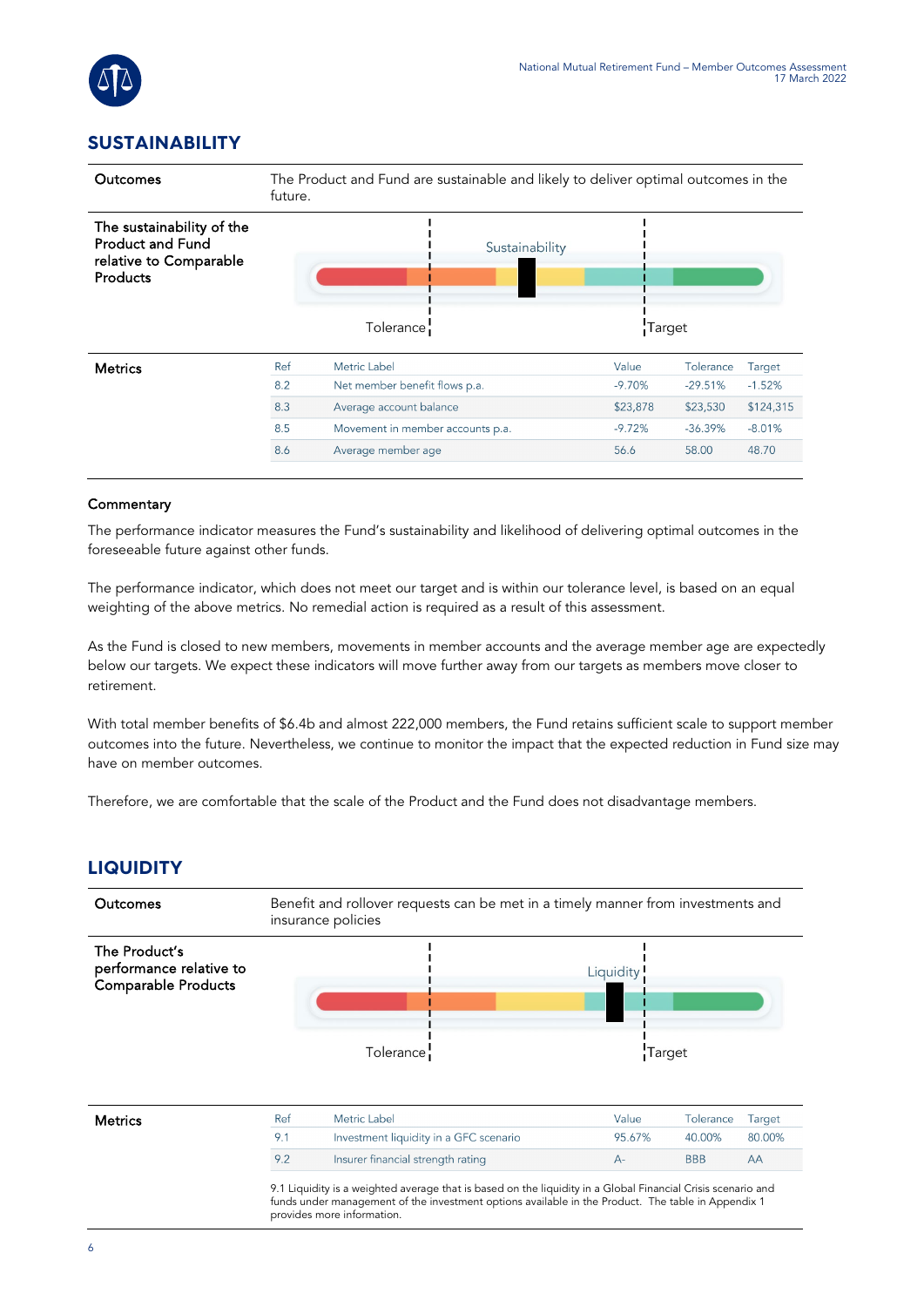## SUSTAINABILITY

**Outcomes**

The Product and Fund are sustainable and likely to deliver optimal outcomes in the future.

**The sustainability of the Product and Fund relative to Comparable Products**

Sustainability

Tolerance | Target

**Metrics**

| Ref | Metric Label | Value | Tolerance | Target |
|---|---|---|---|---|
| 8.2 | Net member benefit flows p.a. | -9.70% | -29.51% | -1.52% |
| 8.3 | Average account balance | $23,878 | $23,530 | $124,315 |
| 8.5 | Movement in member accounts p.a. | -9.72% | -36.39% | -8.01% |
| 8.6 | Average member age | 56.6 | 58.00 | 48.70 |

### Commentary

The performance indicator measures the Fund's sustainability and likelihood of delivering optimal outcomes in the foreseeable future against other funds.

The performance indicator, which does not meet our target and is within our tolerance level, is based on an equal weighting of the above metrics. No remedial action is required as a result of this assessment.

As the Fund is closed to new members, movements in member accounts and the average member age are expectedly below our targets. We expect these indicators will move further away from our targets as members move closer to retirement.

With total member benefits of $6.4b and almost 222,000 members, the Fund retains sufficient scale to support member outcomes into the future. Nevertheless, we continue to monitor the impact that the expected reduction in Fund size may have on member outcomes.

Therefore, we are comfortable that the scale of the Product and the Fund does not disadvantage members.

## LIQUIDITY

**Outcomes**

Benefit and rollover requests can be met in a timely manner from investments and insurance policies

**The Product's performance relative to Comparable Products**

Liquidity

Tolerance | Target

**Metrics**

| Ref | Metric Label | Value | Tolerance | Target |
|---|---|---|---|---|
| 9.1 | Investment liquidity in a GFC scenario | 95.67% | 40.00% | 80.00% |
| 9.2 | Insurer financial strength rating | A- | BBB | AA |

9.1 Liquidity is a weighted average that is based on the liquidity in a Global Financial Crisis scenario and funds under management of the investment options available in the Product. The table in Appendix 1 provides more information.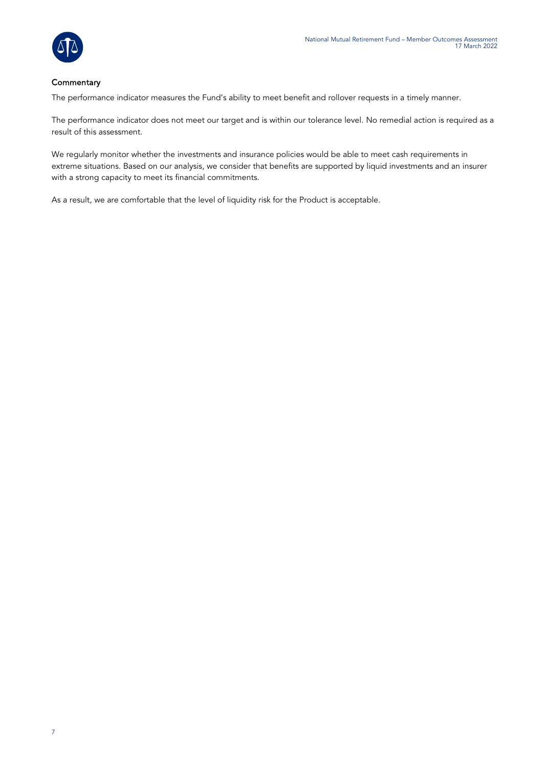### Commentary

The performance indicator measures the Fund's ability to meet benefit and rollover requests in a timely manner.

The performance indicator does not meet our target and is within our tolerance level. No remedial action is required as a result of this assessment.

We regularly monitor whether the investments and insurance policies would be able to meet cash requirements in extreme situations. Based on our analysis, we consider that benefits are supported by liquid investments and an insurer with a strong capacity to meet its financial commitments.

As a result, we are comfortable that the level of liquidity risk for the Product is acceptable.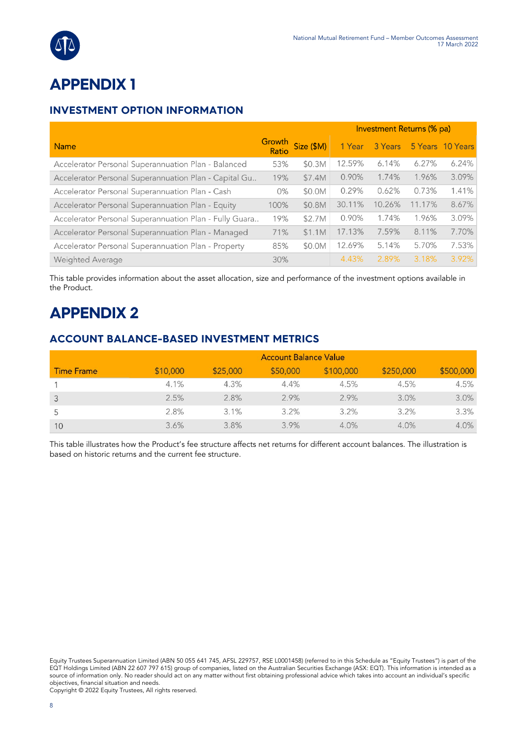# APPENDIX 1

## INVESTMENT OPTION INFORMATION

| Name | Growth Ratio | Size ($M) | Investment Returns (% pa) | | | |
|---|---|---|---|---|---|---|
| | | | 1 Year | 3 Years | 5 Years | 10 Years |
| Accelerator Personal Superannuation Plan - Balanced | 53% | $0.3M | 12.59% | 6.14% | 6.27% | 6.24% |
| Accelerator Personal Superannuation Plan - Capital Gu.. | 19% | $7.4M | 0.90% | 1.74% | 1.96% | 3.09% |
| Accelerator Personal Superannuation Plan - Cash | 0% | $0.0M | 0.29% | 0.62% | 0.73% | 1.41% |
| Accelerator Personal Superannuation Plan - Equity | 100% | $0.8M | 30.11% | 10.26% | 11.17% | 8.67% |
| Accelerator Personal Superannuation Plan - Fully Guara.. | 19% | $2.7M | 0.90% | 1.74% | 1.96% | 3.09% |
| Accelerator Personal Superannuation Plan - Managed | 71% | $1.1M | 17.13% | 7.59% | 8.11% | 7.70% |
| Accelerator Personal Superannuation Plan - Property | 85% | $0.0M | 12.69% | 5.14% | 5.70% | 7.53% |
| Weighted Average | 30% | | 4.43% | 2.89% | 3.18% | 3.92% |

This table provides information about the asset allocation, size and performance of the investment options available in the Product.

# APPENDIX 2

## ACCOUNT BALANCE-BASED INVESTMENT METRICS

| Time Frame | Account Balance Value | | | | | |
|---|---|---|---|---|---|---|
| | $10,000 | $25,000 | $50,000 | $100,000 | $250,000 | $500,000 |
| 1 | 4.1% | 4.3% | 4.4% | 4.5% | 4.5% | 4.5% |
| 3 | 2.5% | 2.8% | 2.9% | 2.9% | 3.0% | 3.0% |
| 5 | 2.8% | 3.1% | 3.2% | 3.2% | 3.2% | 3.3% |
| 10 | 3.6% | 3.8% | 3.9% | 4.0% | 4.0% | 4.0% |

This table illustrates how the Product's fee structure affects net returns for different account balances. The illustration is based on historic returns and the current fee structure.

Equity Trustees Superannuation Limited (ABN 50 055 641 745, AFSL 229757, RSE L0001458) (referred to in this Schedule as "Equity Trustees") is part of the EQT Holdings Limited (ABN 22 607 797 615) group of companies, listed on the Australian Securities Exchange (ASX: EQT). This information is intended as a source of information only. No reader should act on any matter without first obtaining professional advice which takes into account an individual's specific objectives, financial situation and needs.
Copyright © 2022 Equity Trustees, All rights reserved.